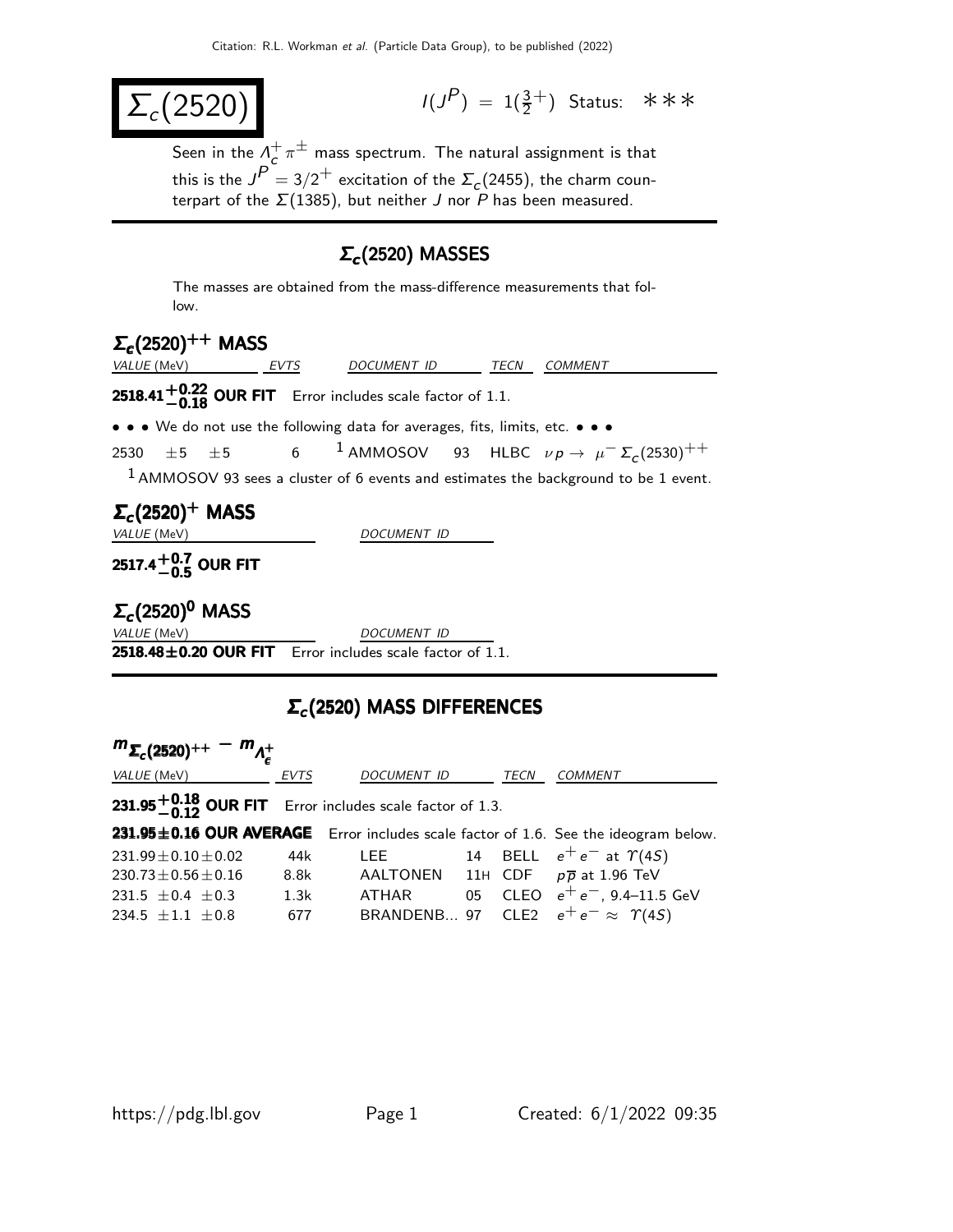# $\Sigma_c(2520)$

$I(J^P) = 1(\frac{3}{2}^+)$ Status: ∗∗∗

Seen in the $\Lambda_c^+ \pi^\pm$ mass spectrum. The natural assignment is that this is the $J^P = 3/2^+$ excitation of the $\Sigma_c(2455)$, the charm counterpart of the $\Sigma(1385)$, but neither $J$ nor $P$ has been measured.

## $\Sigma_c(2520)$ MASSES

The masses are obtained from the mass-difference measurements that follow.

### $\Sigma_c(2520)^{++}$ MASS

| VALUE (MeV) | EVTS | DOCUMENT ID | TECN | COMMENT |
|---|---|---|---|---|
| **$2518.41^{+0.22}_{-0.18}$ OUR FIT** Error includes scale factor of 1.1. | | | | |
| • • • We do not use the following data for averages, fits, limits, etc. • • • | | | | |
| $2530 \pm 5 \pm 5$ | 6 | [1] AMMOSOV 93 | HLBC | $\nu p \to \mu^- \Sigma_c(2530)^{++}$ |

[1] AMMOSOV 93 sees a cluster of 6 events and estimates the background to be 1 event.

### $\Sigma_c(2520)^{+}$ MASS

| VALUE (MeV) | DOCUMENT ID |
|---|---|
| **$2517.4^{+0.7}_{-0.5}$ OUR FIT** | |

### $\Sigma_c(2520)^{0}$ MASS

| VALUE (MeV) | DOCUMENT ID |
|---|---|
| **$2518.48 \pm 0.20$ OUR FIT** Error includes scale factor of 1.1. | |

## $\Sigma_c(2520)$ MASS DIFFERENCES

### $m_{\Sigma_c(2520)^{++}} - m_{\Lambda_c^+}$

| VALUE (MeV) | EVTS | DOCUMENT ID | TECN | COMMENT |
|---|---|---|---|---|
| **$231.95^{+0.18}_{-0.12}$ OUR FIT** Error includes scale factor of 1.3. | | | | |
| **$231.95 \pm 0.16$ OUR AVERAGE** Error includes scale factor of 1.6. See the ideogram below. | | | | |
| $231.99 \pm 0.10 \pm 0.02$ | 44k | LEE 14 | BELL | $e^+ e^-$ at $\Upsilon(4S)$ |
| $230.73 \pm 0.56 \pm 0.16$ | 8.8k | AALTONEN 11H | CDF | $p\overline{p}$ at 1.96 TeV |
| $231.5 \pm 0.4 \pm 0.3$ | 1.3k | ATHAR 05 | CLEO | $e^+ e^-$, 9.4–11.5 GeV |
| $234.5 \pm 1.1 \pm 0.8$ | 677 | BRANDENB... 97 | CLE2 | $e^+ e^- \approx \Upsilon(4S)$ |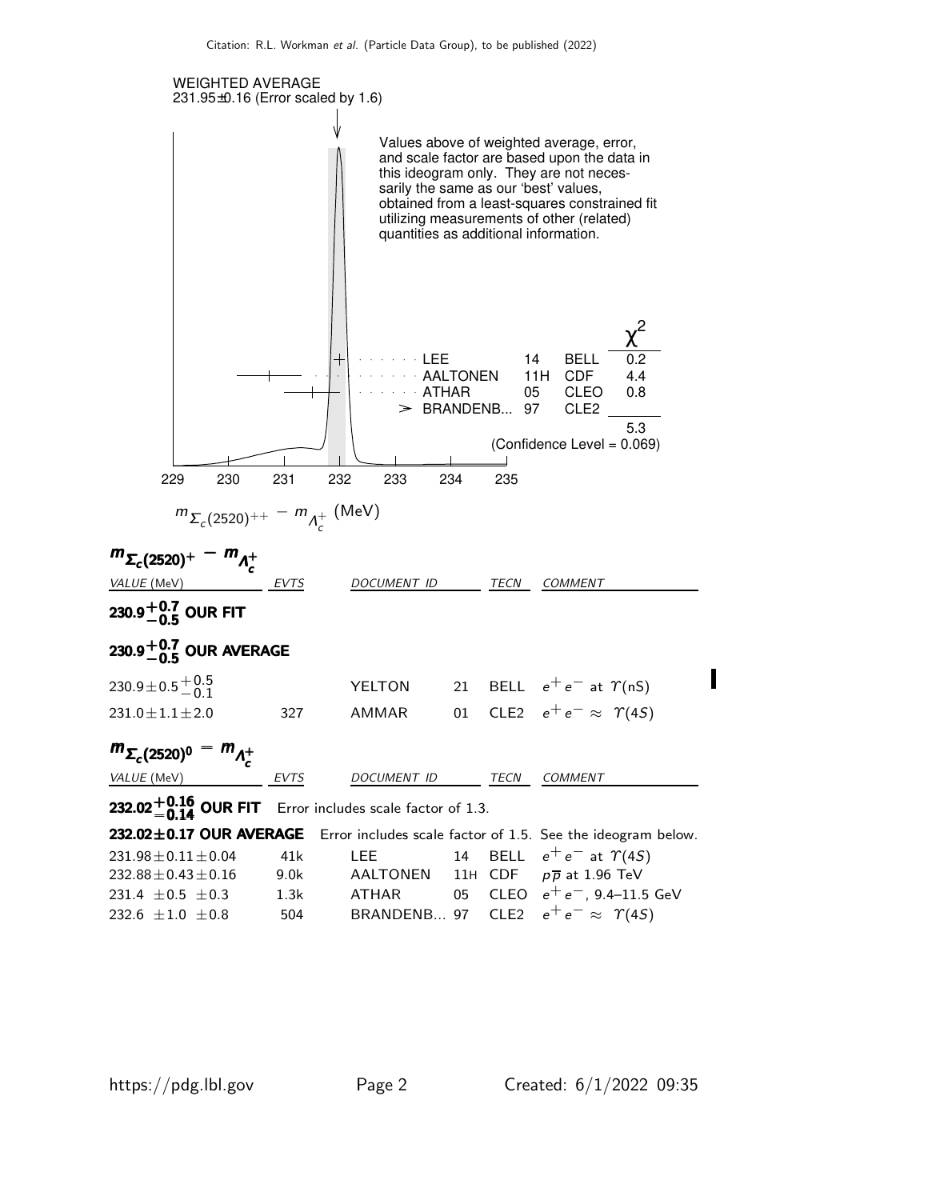WEIGHTED AVERAGE
231.95±0.16 (Error scaled by 1.6)

Values above of weighted average, error, and scale factor are based upon the data in this ideogram only. They are not necessarily the same as our 'best' values, obtained from a least-squares constrained fit utilizing measurements of other (related) quantities as additional information.

| | | | $\chi^2$ |
|---|---|---|---|
| LEE | 14 | BELL | 0.2 |
| AALTONEN | 11H | CDF | 4.4 |
| ATHAR | 05 | CLEO | 0.8 |
| > BRANDENB... | 97 | CLE2 | |
| | | | 5.3 |

(Confidence Level = 0.069)

$m_{\Sigma_c(2520)^{++}} - m_{\Lambda_c^+}$ (MeV)

### $m_{\Sigma_c(2520)^+} - m_{\Lambda_c^+}$

| VALUE (MeV) | EVTS | DOCUMENT ID | | TECN | COMMENT |
|---|---|---|---|---|---|
| **$230.9^{+0.7}_{-0.5}$ OUR FIT** | | | | | |
| **$230.9^{+0.7}_{-0.5}$ OUR AVERAGE** | | | | | |
| $230.9 \pm 0.5^{+0.5}_{-0.1}$ | | YELTON | 21 | BELL | $e^+e^-$ at $\Upsilon(nS)$ |
| $231.0 \pm 1.1 \pm 2.0$ | 327 | AMMAR | 01 | CLE2 | $e^+e^- \approx \Upsilon(4S)$ |

### $m_{\Sigma_c(2520)^0} - m_{\Lambda_c^+}$

| VALUE (MeV) | EVTS | DOCUMENT ID | | TECN | COMMENT |
|---|---|---|---|---|---|
| **$232.02^{+0.16}_{-0.14}$ OUR FIT** Error includes scale factor of 1.3. | | | | | |
| **$232.02 \pm 0.17$ OUR AVERAGE** Error includes scale factor of 1.5. See the ideogram below. | | | | | |
| $231.98 \pm 0.11 \pm 0.04$ | 41k | LEE | 14 | BELL | $e^+e^-$ at $\Upsilon(4S)$ |
| $232.88 \pm 0.43 \pm 0.16$ | 9.0k | AALTONEN | 11H | CDF | $p\overline{p}$ at 1.96 TeV |
| $231.4 \pm 0.5 \pm 0.3$ | 1.3k | ATHAR | 05 | CLEO | $e^+e^-$, 9.4–11.5 GeV |
| $232.6 \pm 1.0 \pm 0.8$ | 504 | BRANDENB... | 97 | CLE2 | $e^+e^- \approx \Upsilon(4S)$ |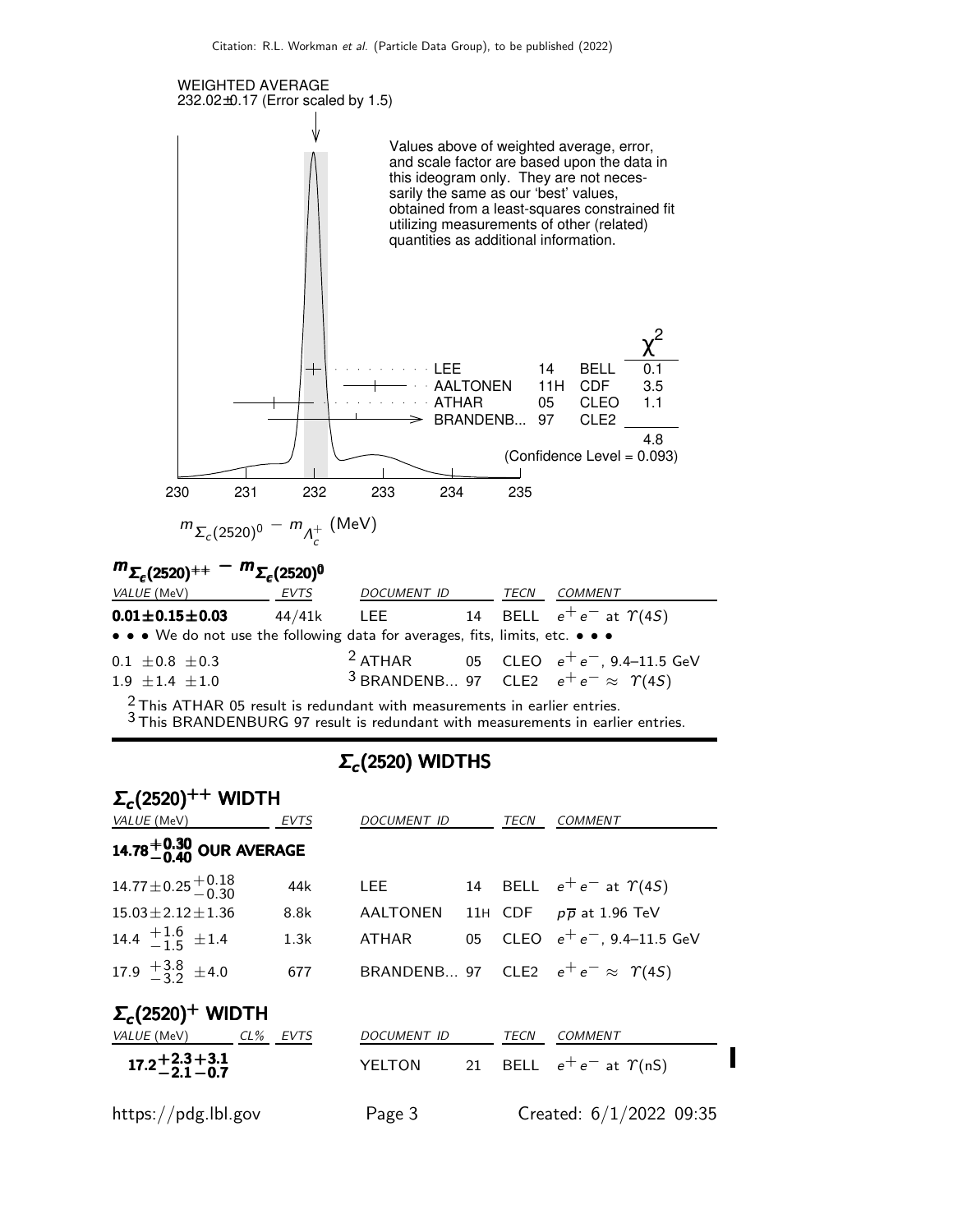WEIGHTED AVERAGE
232.02±0.17 (Error scaled by 1.5)

Values above of weighted average, error, and scale factor are based upon the data in this ideogram only. They are not necessarily the same as our 'best' values, obtained from a least-squares constrained fit utilizing measurements of other (related) quantities as additional information.

| | | | $\chi^2$ |
|---|---|---|---|
| LEE | 14 | BELL | 0.1 |
| AALTONEN | 11H | CDF | 3.5 |
| ATHAR | 05 | CLEO | 1.1 |
| BRANDENB... | 97 | CLE2 | |
| | | | 4.8 |

(Confidence Level = 0.093)

$m_{\Sigma_c(2520)^0} - m_{\Lambda_c^+}$ (MeV)

### $m_{\Sigma_c(2520)^{++}} - m_{\Sigma_c(2520)^0}$

| VALUE (MeV) | EVTS | DOCUMENT ID | | TECN | COMMENT |
|---|---|---|---|---|---|
| **0.01±0.15±0.03** | 44/41k | LEE | 14 | BELL | $e^+e^-$ at $\Upsilon(4S)$ |
| • • • We do not use the following data for averages, fits, limits, etc. • • • | | | | | |
| 0.1 ±0.8 ±0.3 | | [2] ATHAR | 05 | CLEO | $e^+e^-$, 9.4–11.5 GeV |
| 1.9 ±1.4 ±1.0 | | [3] BRANDENB... | 97 | CLE2 | $e^+e^- \approx \Upsilon(4S)$ |

[2] This ATHAR 05 result is redundant with measurements in earlier entries.
[3] This BRANDENBURG 97 result is redundant with measurements in earlier entries.

## $\Sigma_c(2520)$ WIDTHS

### $\Sigma_c(2520)^{++}$ WIDTH

| VALUE (MeV) | EVTS | DOCUMENT ID | | TECN | COMMENT |
|---|---|---|---|---|---|
| **$14.78^{+0.30}_{-0.40}$ OUR AVERAGE** | | | | | |
| $14.77 \pm 0.25^{+0.18}_{-0.30}$ | 44k | LEE | 14 | BELL | $e^+e^-$ at $\Upsilon(4S)$ |
| $15.03 \pm 2.12 \pm 1.36$ | 8.8k | AALTONEN | 11H | CDF | $p\overline{p}$ at 1.96 TeV |
| $14.4\ ^{+1.6}_{-1.5}\ \pm 1.4$ | 1.3k | ATHAR | 05 | CLEO | $e^+e^-$, 9.4–11.5 GeV |
| $17.9\ ^{+3.8}_{-3.2}\ \pm 4.0$ | 677 | BRANDENB... | 97 | CLE2 | $e^+e^- \approx \Upsilon(4S)$ |

### $\Sigma_c(2520)^+$ WIDTH

| VALUE (MeV) | CL% | EVTS | DOCUMENT ID | | TECN | COMMENT |
|---|---|---|---|---|---|---|
| **$17.2^{+2.3+3.1}_{-2.1-0.7}$** | | | YELTON | 21 | BELL | $e^+e^-$ at $\Upsilon(nS)$ |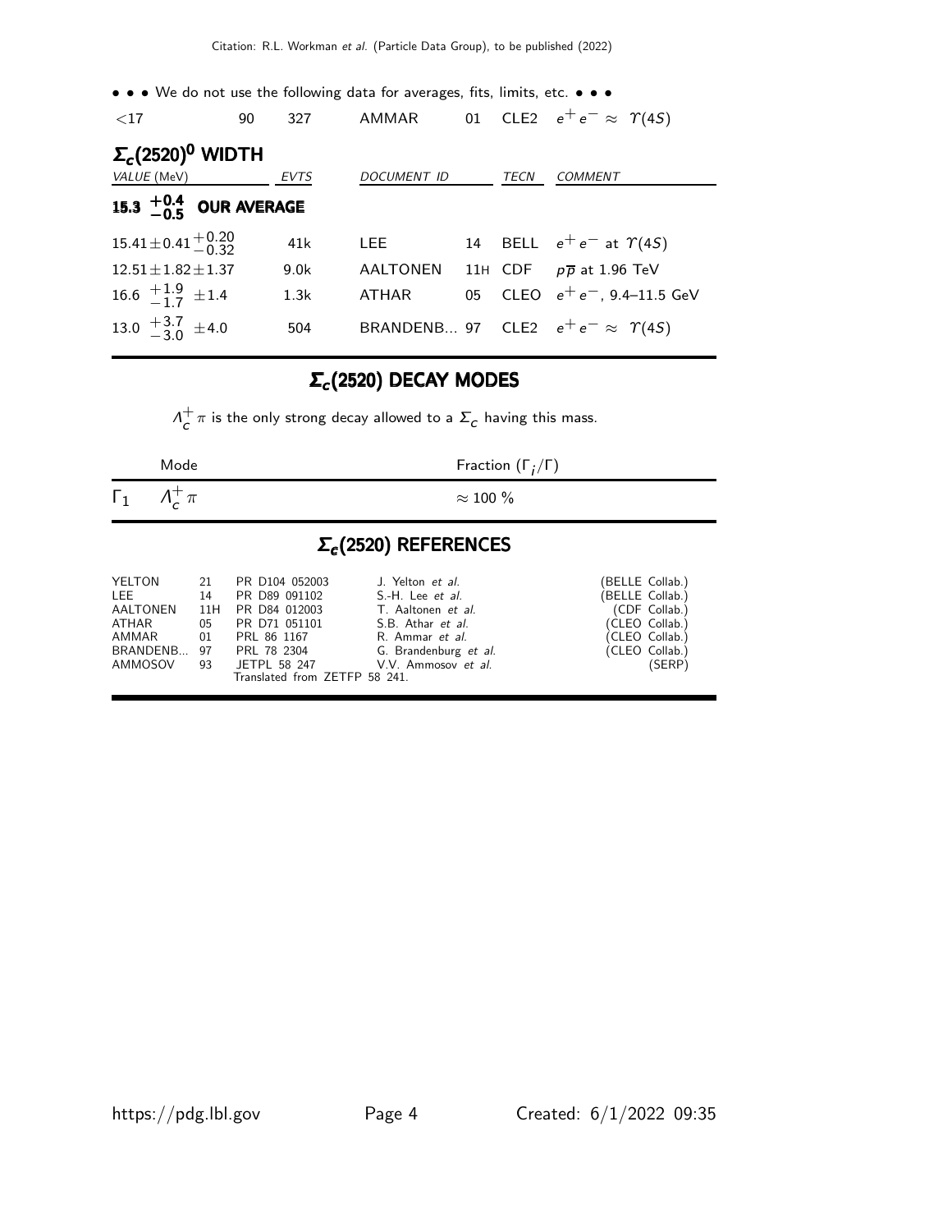• • • We do not use the following data for averages, fits, limits, etc. • • •

| | | | | | | |
|---|---|---|---|---|---|---|
| <17 | 90 | 327 | AMMAR | 01 | CLE2 | $e^+ e^- \approx \Upsilon(4S)$ |

## $\Sigma_c(2520)^0$ WIDTH

| *VALUE* (MeV) | *EVTS* | *DOCUMENT ID* | | *TECN* | *COMMENT* |
|---|---|---|---|---|---|
| **$15.3 \ ^{+0.4}_{-0.5}$ OUR AVERAGE** | | | | | |
| $15.41 \pm 0.41 ^{+0.20}_{-0.32}$ | 41k | LEE | 14 | BELL | $e^+ e^-$ at $\Upsilon(4S)$ |
| $12.51 \pm 1.82 \pm 1.37$ | 9.0k | AALTONEN | 11H | CDF | $p\overline{p}$ at 1.96 TeV |
| $16.6 \ ^{+1.9}_{-1.7} \pm 1.4$ | 1.3k | ATHAR | 05 | CLEO | $e^+ e^-$, 9.4–11.5 GeV |
| $13.0 \ ^{+3.7}_{-3.0} \pm 4.0$ | 504 | BRANDENB... | 97 | CLE2 | $e^+ e^- \approx \Upsilon(4S)$ |

## $\Sigma_c(2520)$ DECAY MODES

$\Lambda_c^+ \pi$ is the only strong decay allowed to a $\Sigma_c$ having this mass.

| | Mode | Fraction $(\Gamma_i/\Gamma)$ |
|---|---|---|
| $\Gamma_1$ | $\Lambda_c^+ \pi$ | $\approx 100$ % |

## $\Sigma_c(2520)$ REFERENCES

| | | | | |
|---|---|---|---|---|
| YELTON | 21 | PR D104 052003 | J. Yelton *et al.* | (BELLE Collab.) |
| LEE | 14 | PR D89 091102 | S.-H. Lee *et al.* | (BELLE Collab.) |
| AALTONEN | 11H | PR D84 012003 | T. Aaltonen *et al.* | (CDF Collab.) |
| ATHAR | 05 | PR D71 051101 | S.B. Athar *et al.* | (CLEO Collab.) |
| AMMAR | 01 | PRL 86 1167 | R. Ammar *et al.* | (CLEO Collab.) |
| BRANDENB... | 97 | PRL 78 2304 | G. Brandenburg *et al.* | (CLEO Collab.) |
| AMMOSOV | 93 | JETPL 58 247 | V.V. Ammosov *et al.* | (SERP) |
| | | Translated from ZETFP 58 241. | | |